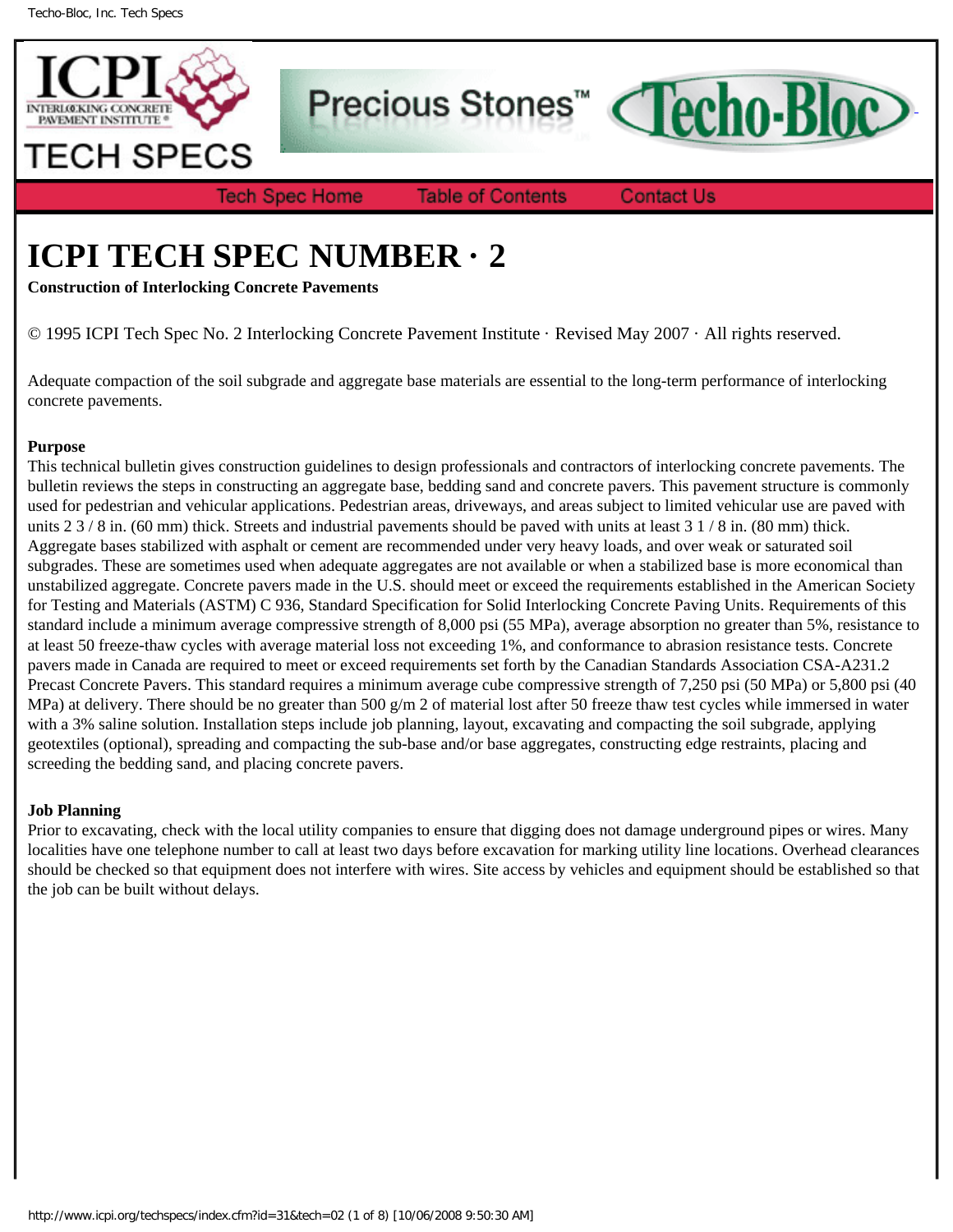# ICPI TECH SPEC NUMBER · 2

**Construction of Interlocking Concrete Pavements**

© 1995 ICPI Tech Spec No. 2 Interlocking Concrete Pavement Institute · Revised May 2007 · All rights reserved.

Adequate compaction of the soil subgrade and aggregate base materials are essential to the long-term performance of interlocking concrete pavements.

**Purpose**

This technical bulletin gives construction guidelines to design professionals and contractors of interlocking concrete pavements. The bulletin reviews the steps in constructing an aggregate base, bedding sand and concrete pavers. This pavement structure is commonly used for pedestrian and vehicular applications. Pedestrian areas, driveways, and areas subject to limited vehicular use are paved with units 2 3 / 8 in. (60 mm) thick. Streets and industrial pavements should be paved with units at least 3 1 / 8 in. (80 mm) thick. Aggregate bases stabilized with asphalt or cement are recommended under very heavy loads, and over weak or saturated soil subgrades. These are sometimes used when adequate aggregates are not available or when a stabilized base is more economical than unstabilized aggregate. Concrete pavers made in the U.S. should meet or exceed the requirements established in the American Society for Testing and Materials (ASTM) C 936, Standard Specification for Solid Interlocking Concrete Paving Units. Requirements of this standard include a minimum average compressive strength of 8,000 psi (55 MPa), average absorption no greater than 5%, resistance to at least 50 freeze-thaw cycles with average material loss not exceeding 1%, and conformance to abrasion resistance tests. Concrete pavers made in Canada are required to meet or exceed requirements set forth by the Canadian Standards Association CSA-A231.2 Precast Concrete Pavers. This standard requires a minimum average cube compressive strength of 7,250 psi (50 MPa) or 5,800 psi (40 MPa) at delivery. There should be no greater than 500 $g/m^2$ of material lost after 50 freeze thaw test cycles while immersed in water with a 3% saline solution. Installation steps include job planning, layout, excavating and compacting the soil subgrade, applying geotextiles (optional), spreading and compacting the sub-base and/or base aggregates, constructing edge restraints, placing and screeding the bedding sand, and placing concrete pavers.

**Job Planning**

Prior to excavating, check with the local utility companies to ensure that digging does not damage underground pipes or wires. Many localities have one telephone number to call at least two days before excavation for marking utility line locations. Overhead clearances should be checked so that equipment does not interfere with wires. Site access by vehicles and equipment should be established so that the job can be built without delays.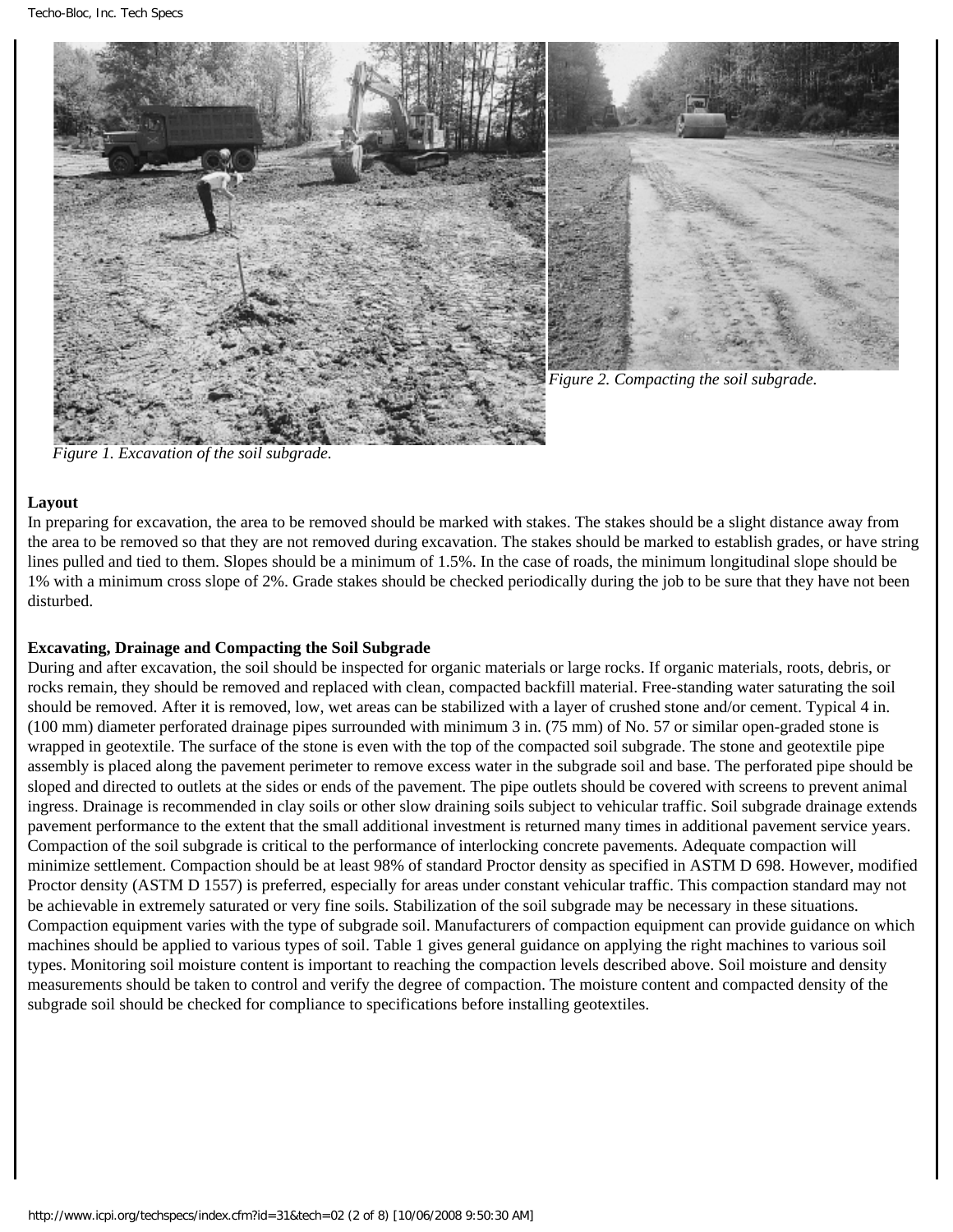*Figure 1. Excavation of the soil subgrade.*

*Figure 2. Compacting the soil subgrade.*

**Layout**

In preparing for excavation, the area to be removed should be marked with stakes. The stakes should be a slight distance away from the area to be removed so that they are not removed during excavation. The stakes should be marked to establish grades, or have string lines pulled and tied to them. Slopes should be a minimum of 1.5%. In the case of roads, the minimum longitudinal slope should be 1% with a minimum cross slope of 2%. Grade stakes should be checked periodically during the job to be sure that they have not been disturbed.

**Excavating, Drainage and Compacting the Soil Subgrade**

During and after excavation, the soil should be inspected for organic materials or large rocks. If organic materials, roots, debris, or rocks remain, they should be removed and replaced with clean, compacted backfill material. Free-standing water saturating the soil should be removed. After it is removed, low, wet areas can be stabilized with a layer of crushed stone and/or cement. Typical 4 in. (100 mm) diameter perforated drainage pipes surrounded with minimum 3 in. (75 mm) of No. 57 or similar open-graded stone is wrapped in geotextile. The surface of the stone is even with the top of the compacted soil subgrade. The stone and geotextile pipe assembly is placed along the pavement perimeter to remove excess water in the subgrade soil and base. The perforated pipe should be sloped and directed to outlets at the sides or ends of the pavement. The pipe outlets should be covered with screens to prevent animal ingress. Drainage is recommended in clay soils or other slow draining soils subject to vehicular traffic. Soil subgrade drainage extends pavement performance to the extent that the small additional investment is returned many times in additional pavement service years. Compaction of the soil subgrade is critical to the performance of interlocking concrete pavements. Adequate compaction will minimize settlement. Compaction should be at least 98% of standard Proctor density as specified in ASTM D 698. However, modified Proctor density (ASTM D 1557) is preferred, especially for areas under constant vehicular traffic. This compaction standard may not be achievable in extremely saturated or very fine soils. Stabilization of the soil subgrade may be necessary in these situations. Compaction equipment varies with the type of subgrade soil. Manufacturers of compaction equipment can provide guidance on which machines should be applied to various types of soil. Table 1 gives general guidance on applying the right machines to various soil types. Monitoring soil moisture content is important to reaching the compaction levels described above. Soil moisture and density measurements should be taken to control and verify the degree of compaction. The moisture content and compacted density of the subgrade soil should be checked for compliance to specifications before installing geotextiles.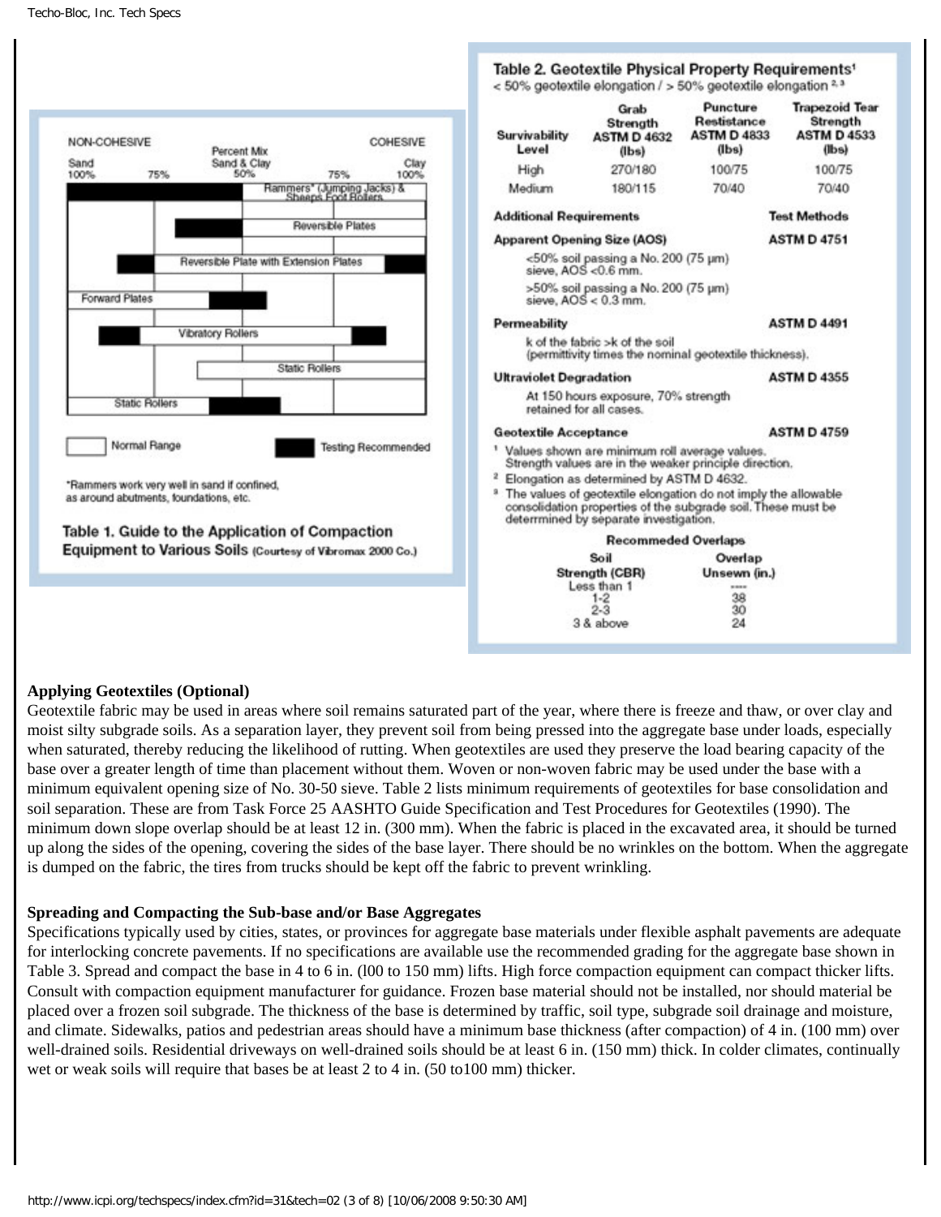Table 1. Guide to the Application of Compaction Equipment to Various Soils (Courtesy of Vibromax 2000 Co.)

NON-COHESIVE — Percent Mix Sand & Clay — COHESIVE

Sand 100% | 75% | 50% | 75% | Clay 100%

- Rammers* (Jumping Jacks) & Sheeps Foot Rollers
- Reversible Plates
- Reversible Plate with Extension Plates
- Forward Plates
- Vibratory Rollers
- Static Rollers
- Static Rollers

Normal Range | Testing Recommended

*Rammers work very well in sand if confined, as around abutments, foundations, etc.

Table 2. Geotextile Physical Property Requirements[1]
< 50% geotextile elongation / > 50% geotextile elongation [2, 3]

| Survivability Level | Grab Strength ASTM D 4632 (lbs) | Puncture Restistance ASTM D 4833 (lbs) | Trapezoid Tear Strength ASTM D 4533 (lbs) |
|---|---|---|---|
| High | 270/180 | 100/75 | 100/75 |
| Medium | 180/115 | 70/40 | 70/40 |

| Additional Requirements | Test Methods |
|---|---|
| **Apparent Opening Size (AOS)** | ASTM D 4751 |
| <50% soil passing a No. 200 (75 μm) sieve, AOS <0.6 mm. | |
| >50% soil passing a No. 200 (75 μm) sieve, AOS < 0.3 mm. | |
| **Permeability** | ASTM D 4491 |
| k of the fabric >k of the soil (permittivity times the nominal geotextile thickness). | |
| **Ultraviolet Degradation** | ASTM D 4355 |
| At 150 hours exposure, 70% strength retained for all cases. | |
| **Geotextile Acceptance** | ASTM D 4759 |

[1] Values shown are minimum roll average values. Strength values are in the weaker principle direction.
[2] Elongation as determined by ASTM D 4632.
[3] The values of geotextile elongation do not imply the allowable consolidation properties of the subgrade soil. These must be determined by separate investigation.

Recommeded Overlaps

| Soil Strength (CBR) | Overlap Unsewn (in.) |
|---|---|
| Less than 1 | ---- |
| 1-2 | 38 |
| 2-3 | 30 |
| 3 & above | 24 |

**Applying Geotextiles (Optional)**

Geotextile fabric may be used in areas where soil remains saturated part of the year, where there is freeze and thaw, or over clay and moist silty subgrade soils. As a separation layer, they prevent soil from being pressed into the aggregate base under loads, especially when saturated, thereby reducing the likelihood of rutting. When geotextiles are used they preserve the load bearing capacity of the base over a greater length of time than placement without them. Woven or non-woven fabric may be used under the base with a minimum equivalent opening size of No. 30-50 sieve. Table 2 lists minimum requirements of geotextiles for base consolidation and soil separation. These are from Task Force 25 AASHTO Guide Specification and Test Procedures for Geotextiles (1990). The minimum down slope overlap should be at least 12 in. (300 mm). When the fabric is placed in the excavated area, it should be turned up along the sides of the opening, covering the sides of the base layer. There should be no wrinkles on the bottom. When the aggregate is dumped on the fabric, the tires from trucks should be kept off the fabric to prevent wrinkling.

**Spreading and Compacting the Sub-base and/or Base Aggregates**

Specifications typically used by cities, states, or provinces for aggregate base materials under flexible asphalt pavements are adequate for interlocking concrete pavements. If no specifications are available use the recommended grading for the aggregate base shown in Table 3. Spread and compact the base in 4 to 6 in. (l00 to 150 mm) lifts. High force compaction equipment can compact thicker lifts. Consult with compaction equipment manufacturer for guidance. Frozen base material should not be installed, nor should material be placed over a frozen soil subgrade. The thickness of the base is determined by traffic, soil type, subgrade soil drainage and moisture, and climate. Sidewalks, patios and pedestrian areas should have a minimum base thickness (after compaction) of 4 in. (100 mm) over well-drained soils. Residential driveways on well-drained soils should be at least 6 in. (150 mm) thick. In colder climates, continually wet or weak soils will require that bases be at least 2 to 4 in. (50 to100 mm) thicker.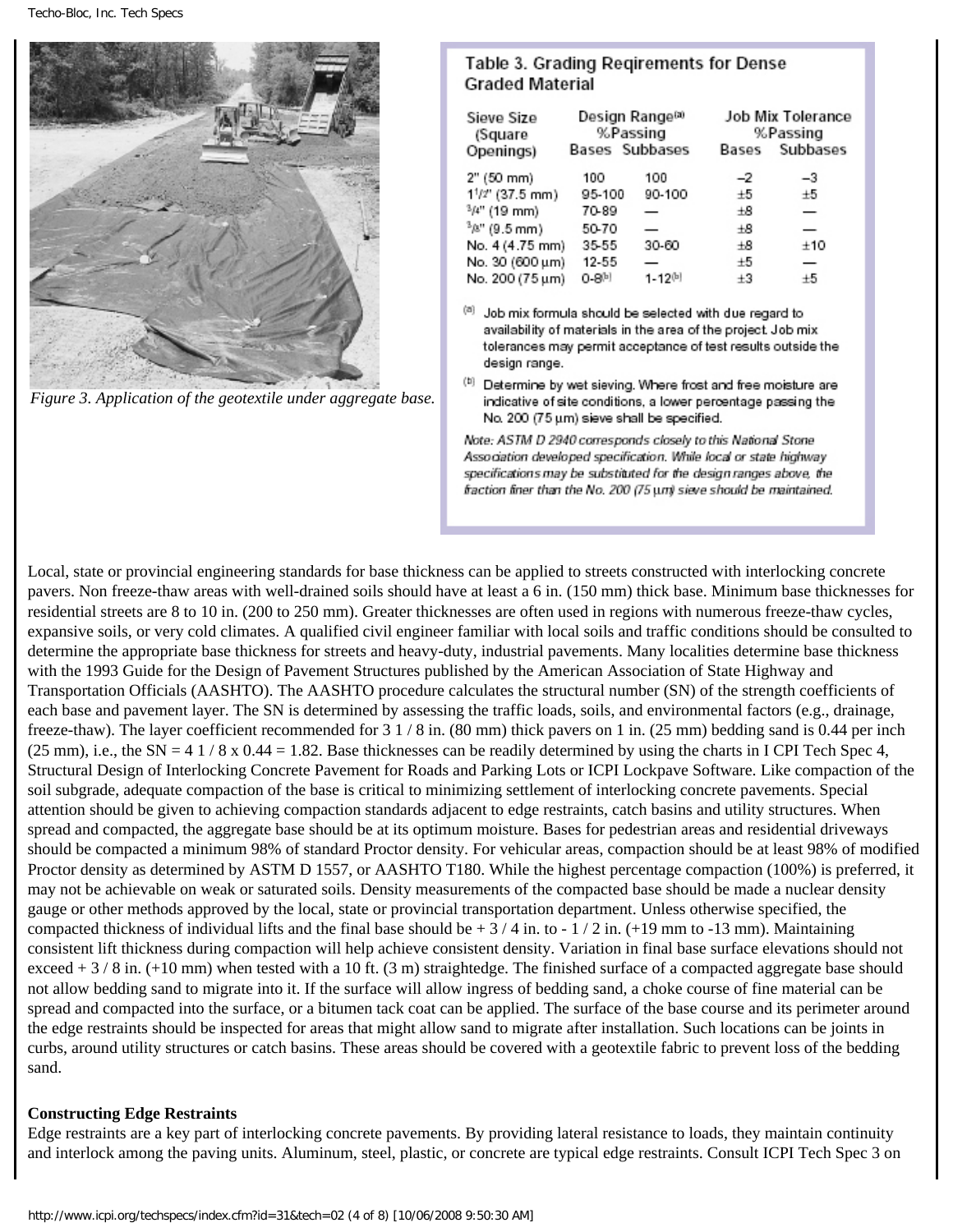Figure 3. Application of the geotextile under aggregate base.

**Table 3. Grading Reqirements for Dense Graded Material**

| Sieve Size (Square Openings) | Design Range[a] %Passing | | Job Mix Tolerance %Passing | |
|---|---|---|---|---|
| | Bases | Subbases | Bases | Subbases |
| 2" (50 mm) | 100 | 100 | –2 | –3 |
| 1 1/2" (37.5 mm) | 95-100 | 90-100 | ±5 | ±5 |
| 3/4" (19 mm) | 70-89 | — | ±8 | — |
| 3/8" (9.5 mm) | 50-70 | — | ±8 | — |
| No. 4 (4.75 mm) | 35-55 | 30-60 | ±8 | ±10 |
| No. 30 (600 µm) | 12-55 | — | ±5 | — |
| No. 200 (75 µm) | 0-8[b] | 1-12[b] | ±3 | ±5 |

[a] Job mix formula should be selected with due regard to availability of materials in the area of the project. Job mix tolerances may permit acceptance of test results outside the design range.

[b] Determine by wet sieving. Where frost and free moisture are indicative of site conditions, a lower percentage passing the No. 200 (75 µm) sieve shall be specified.

*Note: ASTM D 2940 corresponds closely to this National Stone Association developed specification. While local or state highway specifications may be substituted for the design ranges above, the fraction finer than the No. 200 (75 µm) sieve should be maintained.*

Local, state or provincial engineering standards for base thickness can be applied to streets constructed with interlocking concrete pavers. Non freeze-thaw areas with well-drained soils should have at least a 6 in. (150 mm) thick base. Minimum base thicknesses for residential streets are 8 to 10 in. (200 to 250 mm). Greater thicknesses are often used in regions with numerous freeze-thaw cycles, expansive soils, or very cold climates. A qualified civil engineer familiar with local soils and traffic conditions should be consulted to determine the appropriate base thickness for streets and heavy-duty, industrial pavements. Many localities determine base thickness with the 1993 Guide for the Design of Pavement Structures published by the American Association of State Highway and Transportation Officials (AASHTO). The AASHTO procedure calculates the structural number (SN) of the strength coefficients of each base and pavement layer. The SN is determined by assessing the traffic loads, soils, and environmental factors (e.g., drainage, freeze-thaw). The layer coefficient recommended for 3 1 / 8 in. (80 mm) thick pavers on 1 in. (25 mm) bedding sand is 0.44 per inch (25 mm), i.e., the SN = 4 1 / 8 x 0.44 = 1.82. Base thicknesses can be readily determined by using the charts in I CPI Tech Spec 4, Structural Design of Interlocking Concrete Pavement for Roads and Parking Lots or ICPI Lockpave Software. Like compaction of the soil subgrade, adequate compaction of the base is critical to minimizing settlement of interlocking concrete pavements. Special attention should be given to achieving compaction standards adjacent to edge restraints, catch basins and utility structures. When spread and compacted, the aggregate base should be at its optimum moisture. Bases for pedestrian areas and residential driveways should be compacted a minimum 98% of standard Proctor density. For vehicular areas, compaction should be at least 98% of modified Proctor density as determined by ASTM D 1557, or AASHTO T180. While the highest percentage compaction (100%) is preferred, it may not be achievable on weak or saturated soils. Density measurements of the compacted base should be made a nuclear density gauge or other methods approved by the local, state or provincial transportation department. Unless otherwise specified, the compacted thickness of individual lifts and the final base should be + 3 / 4 in. to - 1 / 2 in. (+19 mm to -13 mm). Maintaining consistent lift thickness during compaction will help achieve consistent density. Variation in final base surface elevations should not exceed + 3 / 8 in. (+10 mm) when tested with a 10 ft. (3 m) straightedge. The finished surface of a compacted aggregate base should not allow bedding sand to migrate into it. If the surface will allow ingress of bedding sand, a choke course of fine material can be spread and compacted into the surface, or a bitumen tack coat can be applied. The surface of the base course and its perimeter around the edge restraints should be inspected for areas that might allow sand to migrate after installation. Such locations can be joints in curbs, around utility structures or catch basins. These areas should be covered with a geotextile fabric to prevent loss of the bedding sand.

**Constructing Edge Restraints**

Edge restraints are a key part of interlocking concrete pavements. By providing lateral resistance to loads, they maintain continuity and interlock among the paving units. Aluminum, steel, plastic, or concrete are typical edge restraints. Consult ICPI Tech Spec 3 on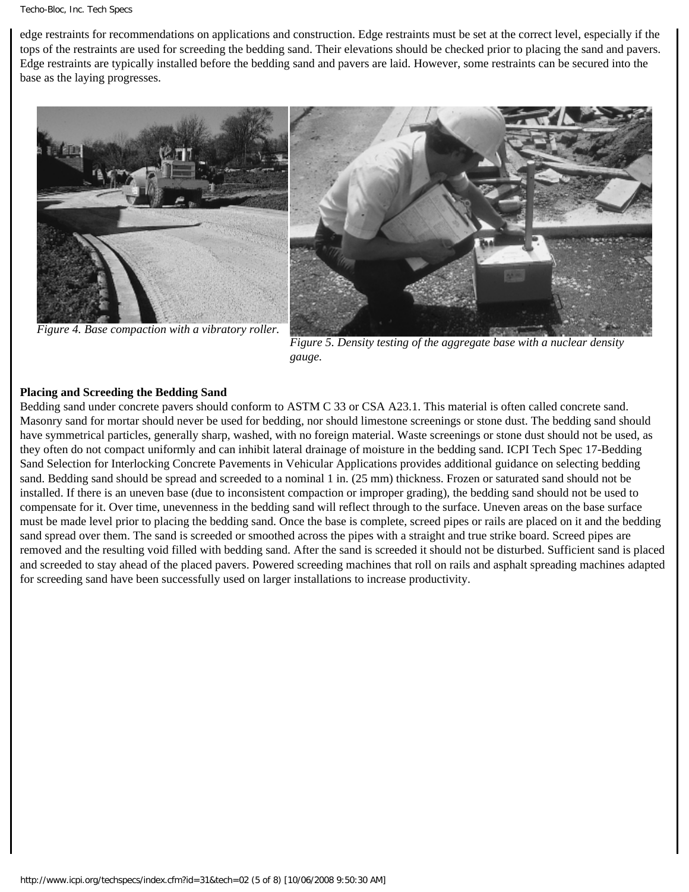edge restraints for recommendations on applications and construction. Edge restraints must be set at the correct level, especially if the tops of the restraints are used for screeding the bedding sand. Their elevations should be checked prior to placing the sand and pavers. Edge restraints are typically installed before the bedding sand and pavers are laid. However, some restraints can be secured into the base as the laying progresses.

*Figure 4. Base compaction with a vibratory roller.*

*Figure 5. Density testing of the aggregate base with a nuclear density gauge.*

**Placing and Screeding the Bedding Sand**

Bedding sand under concrete pavers should conform to ASTM C 33 or CSA A23.1. This material is often called concrete sand. Masonry sand for mortar should never be used for bedding, nor should limestone screenings or stone dust. The bedding sand should have symmetrical particles, generally sharp, washed, with no foreign material. Waste screenings or stone dust should not be used, as they often do not compact uniformly and can inhibit lateral drainage of moisture in the bedding sand. ICPI Tech Spec 17-Bedding Sand Selection for Interlocking Concrete Pavements in Vehicular Applications provides additional guidance on selecting bedding sand. Bedding sand should be spread and screeded to a nominal 1 in. (25 mm) thickness. Frozen or saturated sand should not be installed. If there is an uneven base (due to inconsistent compaction or improper grading), the bedding sand should not be used to compensate for it. Over time, unevenness in the bedding sand will reflect through to the surface. Uneven areas on the base surface must be made level prior to placing the bedding sand. Once the base is complete, screed pipes or rails are placed on it and the bedding sand spread over them. The sand is screeded or smoothed across the pipes with a straight and true strike board. Screed pipes are removed and the resulting void filled with bedding sand. After the sand is screeded it should not be disturbed. Sufficient sand is placed and screeded to stay ahead of the placed pavers. Powered screeding machines that roll on rails and asphalt spreading machines adapted for screeding sand have been successfully used on larger installations to increase productivity.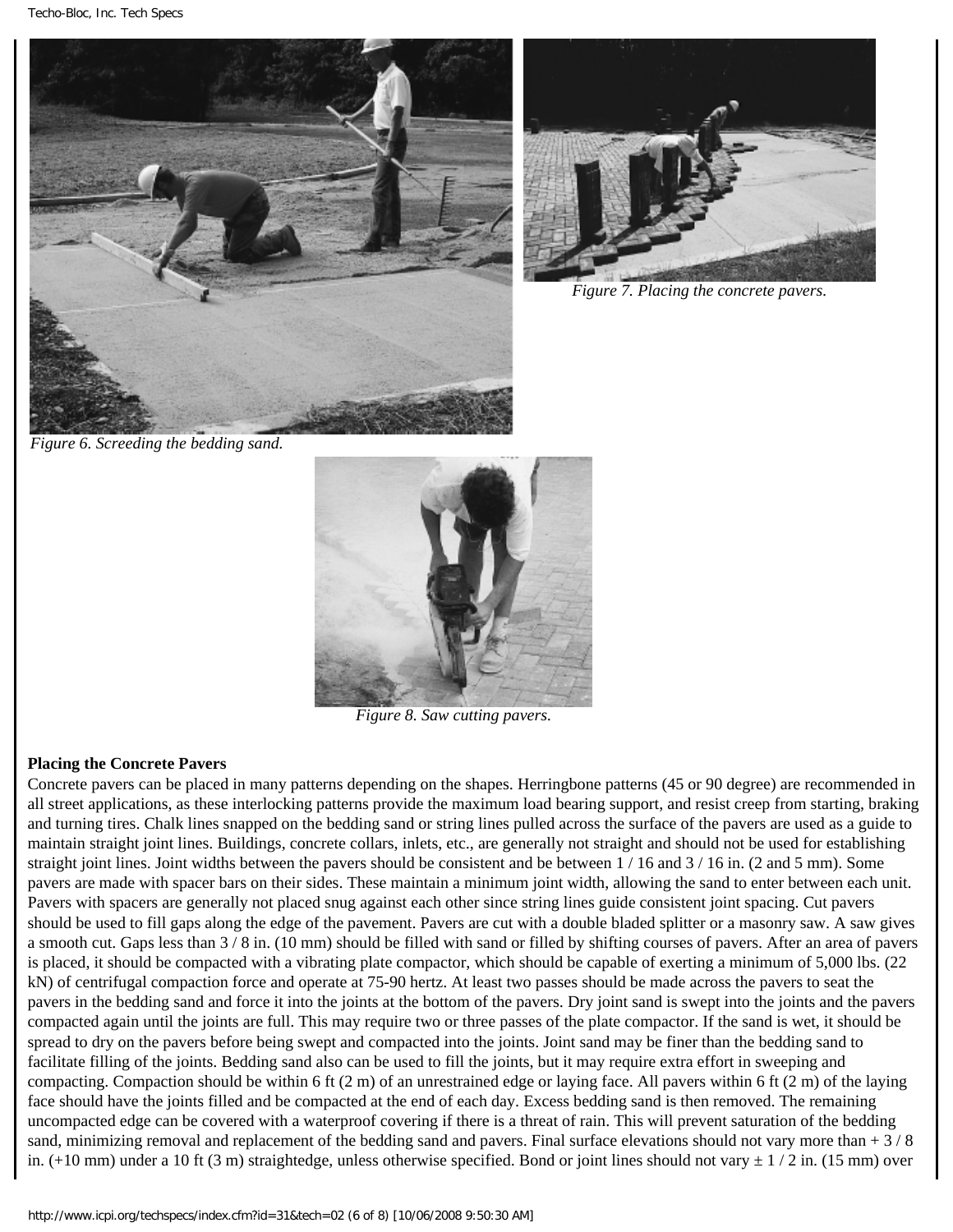Figure 6. Screeding the bedding sand.

Figure 7. Placing the concrete pavers.

Figure 8. Saw cutting pavers.

**Placing the Concrete Pavers**

Concrete pavers can be placed in many patterns depending on the shapes. Herringbone patterns (45 or 90 degree) are recommended in all street applications, as these interlocking patterns provide the maximum load bearing support, and resist creep from starting, braking and turning tires. Chalk lines snapped on the bedding sand or string lines pulled across the surface of the pavers are used as a guide to maintain straight joint lines. Buildings, concrete collars, inlets, etc., are generally not straight and should not be used for establishing straight joint lines. Joint widths between the pavers should be consistent and be between 1 / 16 and 3 / 16 in. (2 and 5 mm). Some pavers are made with spacer bars on their sides. These maintain a minimum joint width, allowing the sand to enter between each unit. Pavers with spacers are generally not placed snug against each other since string lines guide consistent joint spacing. Cut pavers should be used to fill gaps along the edge of the pavement. Pavers are cut with a double bladed splitter or a masonry saw. A saw gives a smooth cut. Gaps less than 3 / 8 in. (10 mm) should be filled with sand or filled by shifting courses of pavers. After an area of pavers is placed, it should be compacted with a vibrating plate compactor, which should be capable of exerting a minimum of 5,000 lbs. (22 kN) of centrifugal compaction force and operate at 75-90 hertz. At least two passes should be made across the pavers to seat the pavers in the bedding sand and force it into the joints at the bottom of the pavers. Dry joint sand is swept into the joints and the pavers compacted again until the joints are full. This may require two or three passes of the plate compactor. If the sand is wet, it should be spread to dry on the pavers before being swept and compacted into the joints. Joint sand may be finer than the bedding sand to facilitate filling of the joints. Bedding sand also can be used to fill the joints, but it may require extra effort in sweeping and compacting. Compaction should be within 6 ft (2 m) of an unrestrained edge or laying face. All pavers within 6 ft (2 m) of the laying face should have the joints filled and be compacted at the end of each day. Excess bedding sand is then removed. The remaining uncompacted edge can be covered with a waterproof covering if there is a threat of rain. This will prevent saturation of the bedding sand, minimizing removal and replacement of the bedding sand and pavers. Final surface elevations should not vary more than + 3 / 8 in. (+10 mm) under a 10 ft (3 m) straightedge, unless otherwise specified. Bond or joint lines should not vary ± 1 / 2 in. (15 mm) over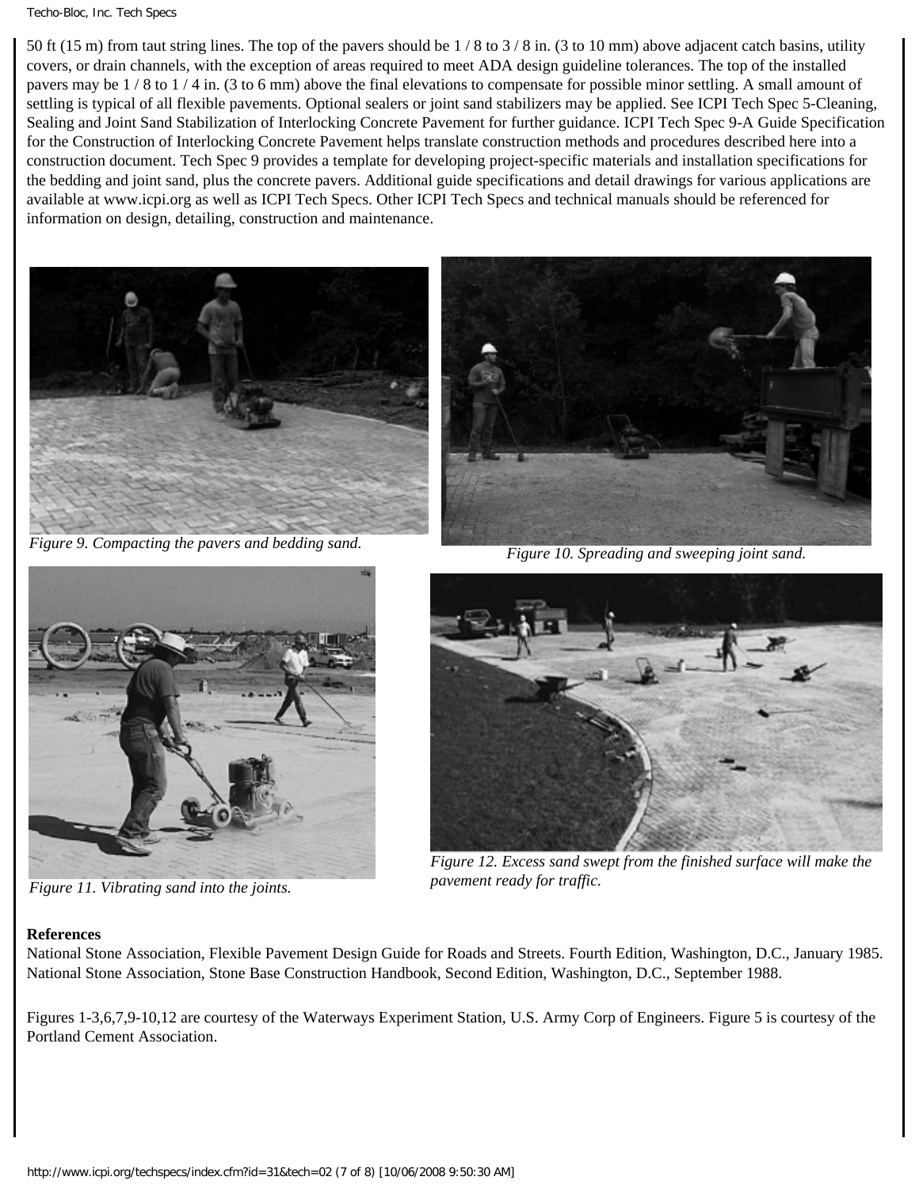50 ft (15 m) from taut string lines. The top of the pavers should be 1 / 8 to 3 / 8 in. (3 to 10 mm) above adjacent catch basins, utility covers, or drain channels, with the exception of areas required to meet ADA design guideline tolerances. The top of the installed pavers may be 1 / 8 to 1 / 4 in. (3 to 6 mm) above the final elevations to compensate for possible minor settling. A small amount of settling is typical of all flexible pavements. Optional sealers or joint sand stabilizers may be applied. See ICPI Tech Spec 5-Cleaning, Sealing and Joint Sand Stabilization of Interlocking Concrete Pavement for further guidance. ICPI Tech Spec 9-A Guide Specification for the Construction of Interlocking Concrete Pavement helps translate construction methods and procedures described here into a construction document. Tech Spec 9 provides a template for developing project-specific materials and installation specifications for the bedding and joint sand, plus the concrete pavers. Additional guide specifications and detail drawings for various applications are available at www.icpi.org as well as ICPI Tech Specs. Other ICPI Tech Specs and technical manuals should be referenced for information on design, detailing, construction and maintenance.

*Figure 9. Compacting the pavers and bedding sand.*

*Figure 10. Spreading and sweeping joint sand.*

*Figure 11. Vibrating sand into the joints.*

*Figure 12. Excess sand swept from the finished surface will make the pavement ready for traffic.*

**References**

National Stone Association, Flexible Pavement Design Guide for Roads and Streets. Fourth Edition, Washington, D.C., January 1985.
National Stone Association, Stone Base Construction Handbook, Second Edition, Washington, D.C., September 1988.

Figures 1-3,6,7,9-10,12 are courtesy of the Waterways Experiment Station, U.S. Army Corp of Engineers. Figure 5 is courtesy of the Portland Cement Association.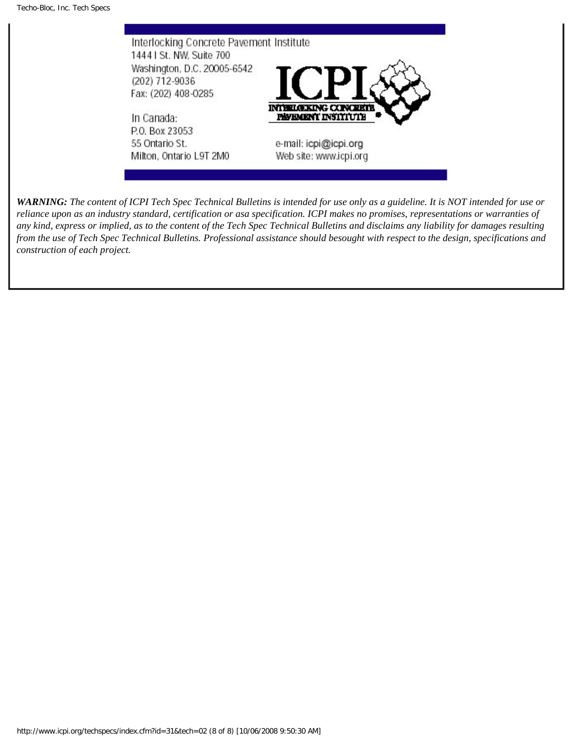Interlocking Concrete Pavement Institute
1444 I St. NW, Suite 700
Washington, D.C. 20005-6542
(202) 712-9036
Fax: (202) 408-0285

In Canada:
P.O. Box 23053
55 Ontario St.
Milton, Ontario L9T 2M0

ICPI
INTERLOCKING CONCRETE PAVEMENT INSTITUTE

e-mail: icpi@icpi.org
Web site: www.icpi.org

***WARNING:*** *The content of ICPI Tech Spec Technical Bulletins is intended for use only as a guideline. It is NOT intended for use or reliance upon as an industry standard, certification or asa specification. ICPI makes no promises, representations or warranties of any kind, express or implied, as to the content of the Tech Spec Technical Bulletins and disclaims any liability for damages resulting from the use of Tech Spec Technical Bulletins. Professional assistance should besought with respect to the design, specifications and construction of each project.*